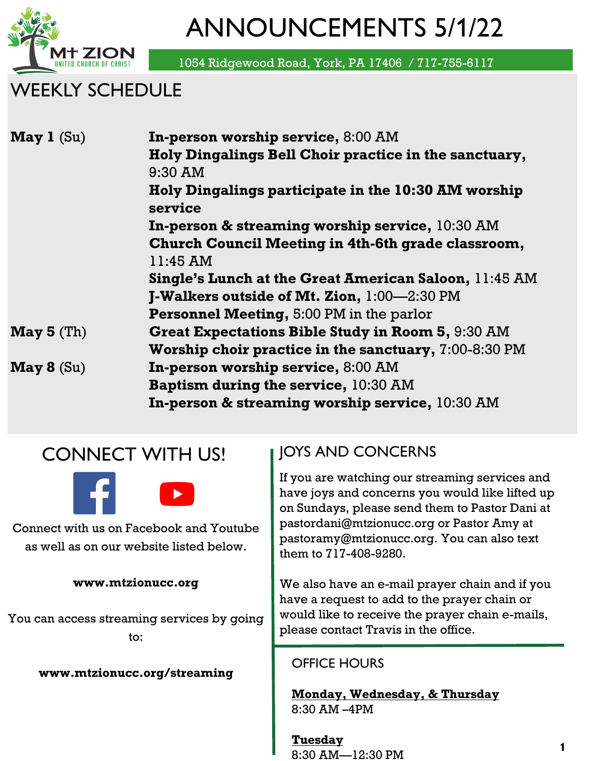# ANNOUNCEMENTS 5/1/22

1054 Ridgewood Road, York, PA 17406 / 717-755-6117

## WEEKLY SCHEDULE

**May 1** (Su)
- **In-person worship service,** 8:00 AM
- **Holy Dingalings Bell Choir practice in the sanctuary,** 9:30 AM
- **Holy Dingalings participate in the 10:30 AM worship service**
- **In-person & streaming worship service,** 10:30 AM
- **Church Council Meeting in 4th-6th grade classroom,** 11:45 AM
- **Single's Lunch at the Great American Saloon,** 11:45 AM
- **J-Walkers outside of Mt. Zion,** 1:00—2:30 PM
- **Personnel Meeting,** 5:00 PM in the parlor

**May 5** (Th)
- **Great Expectations Bible Study in Room 5,** 9:30 AM
- **Worship choir practice in the sanctuary,** 7:00-8:30 PM

**May 8** (Su)
- **In-person worship service,** 8:00 AM
- **Baptism during the service,** 10:30 AM
- **In-person & streaming worship service,** 10:30 AM

## CONNECT WITH US!

Connect with us on Facebook and Youtube as well as on our website listed below.

**www.mtzionucc.org**

You can access streaming services by going to:

**www.mtzionucc.org/streaming**

## JOYS AND CONCERNS

If you are watching our streaming services and have joys and concerns you would like lifted up on Sundays, please send them to Pastor Dani at pastordani@mtzionucc.org or Pastor Amy at pastoramy@mtzionucc.org. You can also text them to 717-408-9280.

We also have an e-mail prayer chain and if you have a request to add to the prayer chain or would like to receive the prayer chain e-mails, please contact Travis in the office.

## OFFICE HOURS

**Monday, Wednesday, & Thursday**
8:30 AM –4PM

**Tuesday**
8:30 AM—12:30 PM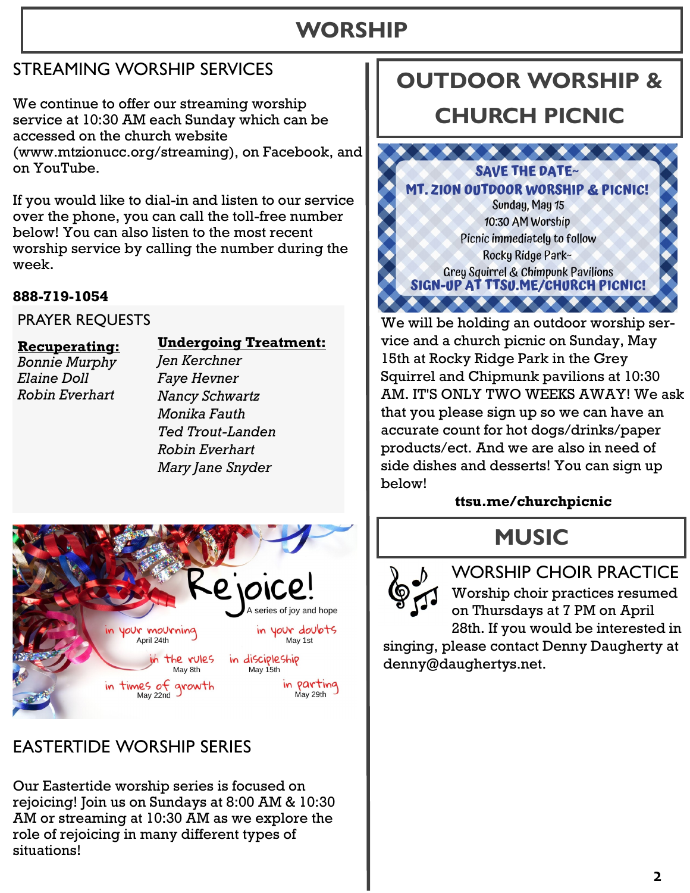# WORSHIP

## STREAMING WORSHIP SERVICES

We continue to offer our streaming worship service at 10:30 AM each Sunday which can be accessed on the church website (www.mtzionucc.org/streaming), on Facebook, and on YouTube.

If you would like to dial-in and listen to our service over the phone, you can call the toll-free number below! You can also listen to the most recent worship service by calling the number during the week.

**888-719-1054**

## PRAYER REQUESTS

**Recuperating:**
*Bonnie Murphy*
*Elaine Doll*
*Robin Everhart*

**Undergoing Treatment:**
*Jen Kerchner*
*Faye Hevner*
*Nancy Schwartz*
*Monika Fauth*
*Ted Trout-Landen*
*Robin Everhart*
*Mary Jane Snyder*

Rejoice!
A series of joy and hope

- in your mourning — April 24th
- in your doubts — May 1st
- in the rules — May 8th
- in discipleship — May 15th
- in times of growth — May 22nd
- in parting — May 29th

## EASTERTIDE WORSHIP SERIES

Our Eastertide worship series is focused on rejoicing! Join us on Sundays at 8:00 AM & 10:30 AM or streaming at 10:30 AM as we explore the role of rejoicing in many different types of situations!

## OUTDOOR WORSHIP & CHURCH PICNIC

SAVE THE DATE~
MT. ZION OUTDOOR WORSHIP & PICNIC!
Sunday, May 15
10:30 AM Worship
Picnic immediately to follow
Rocky Ridge Park~
Grey Squirrel & Chimpunk Pavilions
SIGN-UP AT TTSU.ME/CHURCH PICNIC!

We will be holding an outdoor worship service and a church picnic on Sunday, May 15th at Rocky Ridge Park in the Grey Squirrel and Chipmunk pavilions at 10:30 AM. IT'S ONLY TWO WEEKS AWAY! We ask that you please sign up so we can have an accurate count for hot dogs/drinks/paper products/ect. And we are also in need of side dishes and desserts! You can sign up below!

**ttsu.me/churchpicnic**

# MUSIC

## WORSHIP CHOIR PRACTICE

Worship choir practices resumed on Thursdays at 7 PM on April 28th. If you would be interested in singing, please contact Denny Daugherty at denny@daughertys.net.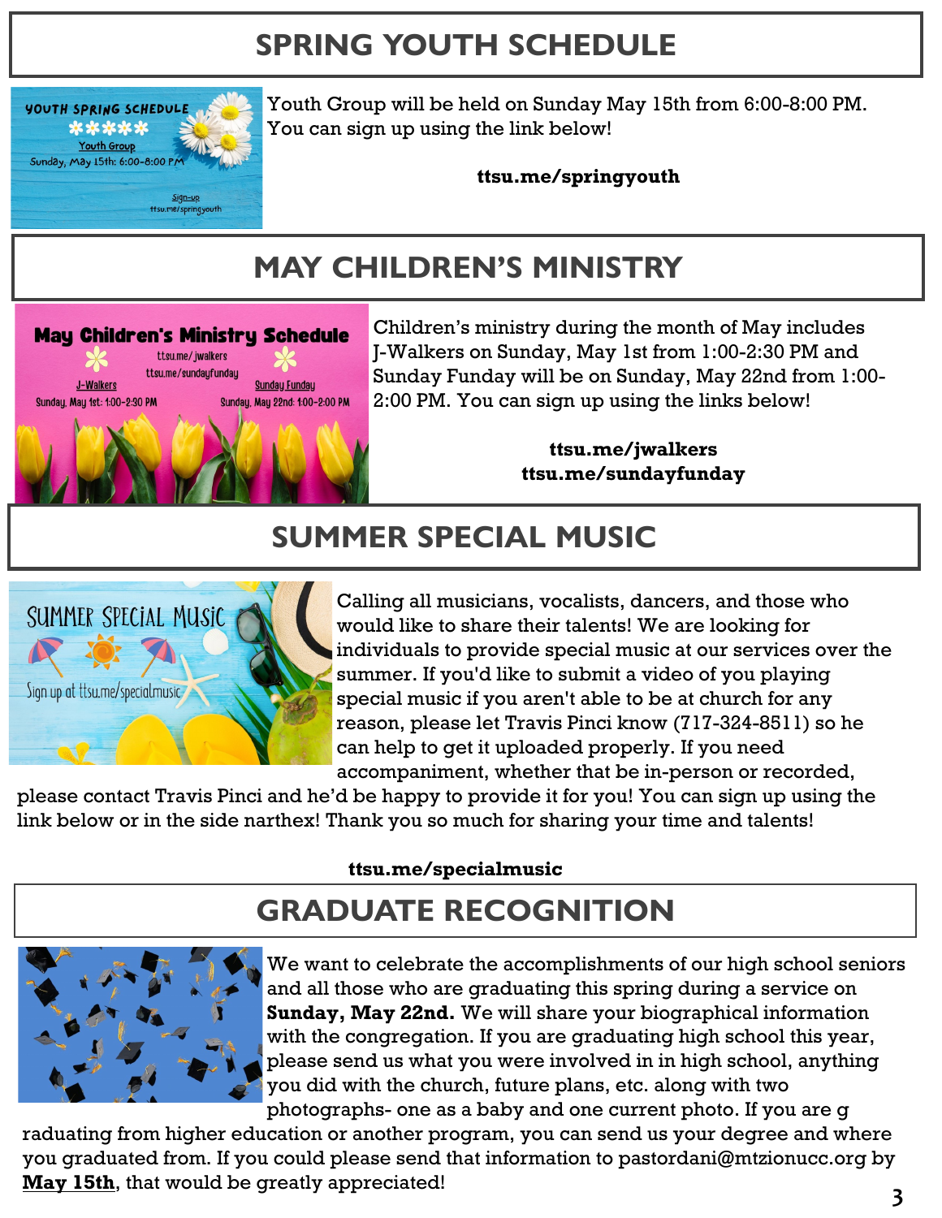## SPRING YOUTH SCHEDULE

Youth Group will be held on Sunday May 15th from 6:00-8:00 PM. You can sign up using the link below!

**ttsu.me/springyouth**

## MAY CHILDREN'S MINISTRY

Children's ministry during the month of May includes J-Walkers on Sunday, May 1st from 1:00-2:30 PM and Sunday Funday will be on Sunday, May 22nd from 1:00-2:00 PM. You can sign up using the links below!

**ttsu.me/jwalkers**
**ttsu.me/sundayfunday**

## SUMMER SPECIAL MUSIC

Calling all musicians, vocalists, dancers, and those who would like to share their talents! We are looking for individuals to provide special music at our services over the summer. If you'd like to submit a video of you playing special music if you aren't able to be at church for any reason, please let Travis Pinci know (717-324-8511) so he can help to get it uploaded properly. If you need accompaniment, whether that be in-person or recorded, please contact Travis Pinci and he'd be happy to provide it for you! You can sign up using the link below or in the side narthex! Thank you so much for sharing your time and talents!

**ttsu.me/specialmusic**

## GRADUATE RECOGNITION

We want to celebrate the accomplishments of our high school seniors and all those who are graduating this spring during a service on **Sunday, May 22nd.** We will share your biographical information with the congregation. If you are graduating high school this year, please send us what you were involved in in high school, anything you did with the church, future plans, etc. along with two photographs- one as a baby and one current photo. If you are graduating from higher education or another program, you can send us your degree and where you graduated from. If you could please send that information to pastordani@mtzionucc.org by **May 15th**, that would be greatly appreciated!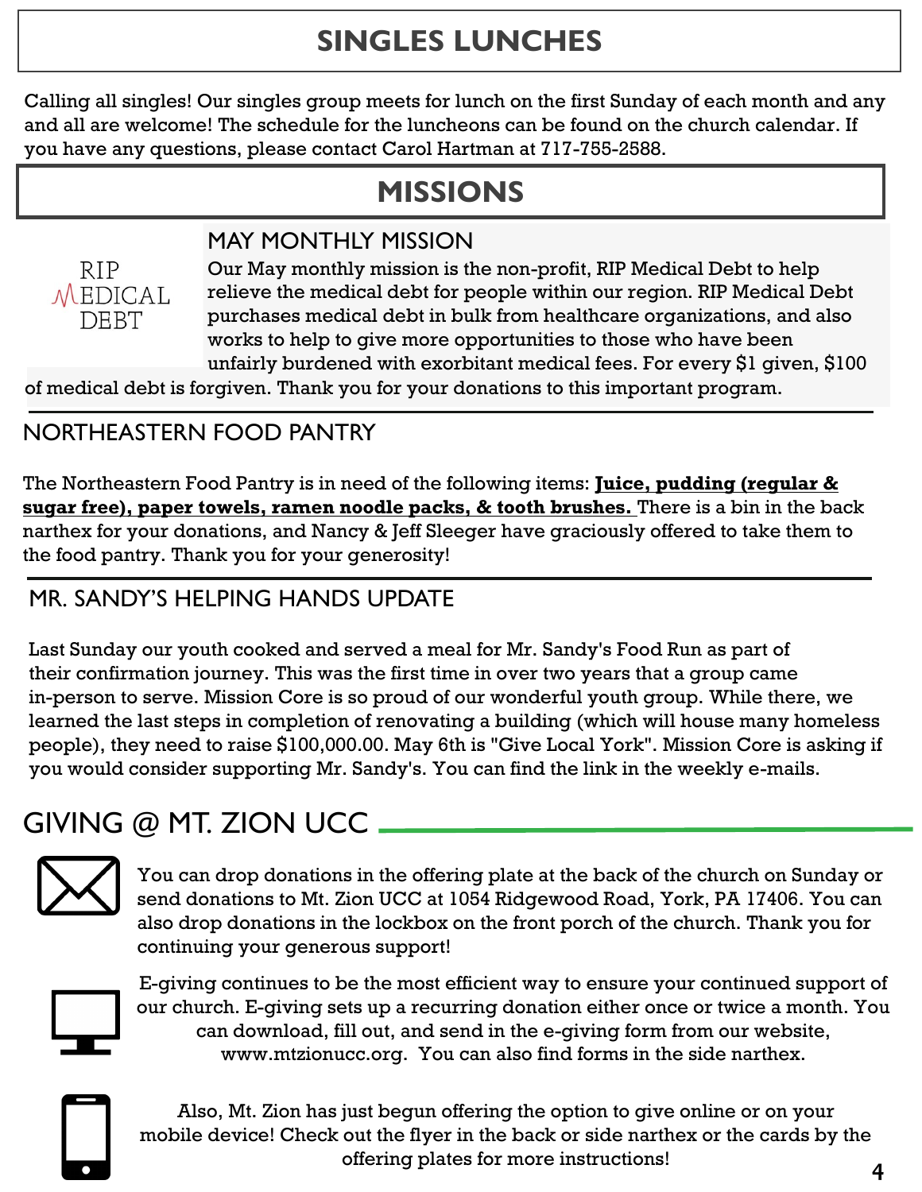# SINGLES LUNCHES

Calling all singles! Our singles group meets for lunch on the first Sunday of each month and any and all are welcome! The schedule for the luncheons can be found on the church calendar. If you have any questions, please contact Carol Hartman at 717-755-2588.

# MISSIONS

RIP MEDICAL DEBT

## MAY MONTHLY MISSION

Our May monthly mission is the non-profit, RIP Medical Debt to help relieve the medical debt for people within our region. RIP Medical Debt purchases medical debt in bulk from healthcare organizations, and also works to help to give more opportunities to those who have been unfairly burdened with exorbitant medical fees. For every $1 given, $100 of medical debt is forgiven. Thank you for your donations to this important program.

## NORTHEASTERN FOOD PANTRY

The Northeastern Food Pantry is in need of the following items: **Juice, pudding (regular & sugar free), paper towels, ramen noodle packs, & tooth brushes.** There is a bin in the back narthex for your donations, and Nancy & Jeff Sleeger have graciously offered to take them to the food pantry. Thank you for your generosity!

## MR. SANDY'S HELPING HANDS UPDATE

Last Sunday our youth cooked and served a meal for Mr. Sandy's Food Run as part of their confirmation journey. This was the first time in over two years that a group came in-person to serve. Mission Core is so proud of our wonderful youth group. While there, we learned the last steps in completion of renovating a building (which will house many homeless people), they need to raise $100,000.00. May 6th is "Give Local York". Mission Core is asking if you would consider supporting Mr. Sandy's. You can find the link in the weekly e-mails.

# GIVING @ MT. ZION UCC

You can drop donations in the offering plate at the back of the church on Sunday or send donations to Mt. Zion UCC at 1054 Ridgewood Road, York, PA 17406. You can also drop donations in the lockbox on the front porch of the church. Thank you for continuing your generous support!

E-giving continues to be the most efficient way to ensure your continued support of our church. E-giving sets up a recurring donation either once or twice a month. You can download, fill out, and send in the e-giving form from our website, www.mtzionucc.org. You can also find forms in the side narthex.

Also, Mt. Zion has just begun offering the option to give online or on your mobile device! Check out the flyer in the back or side narthex or the cards by the offering plates for more instructions!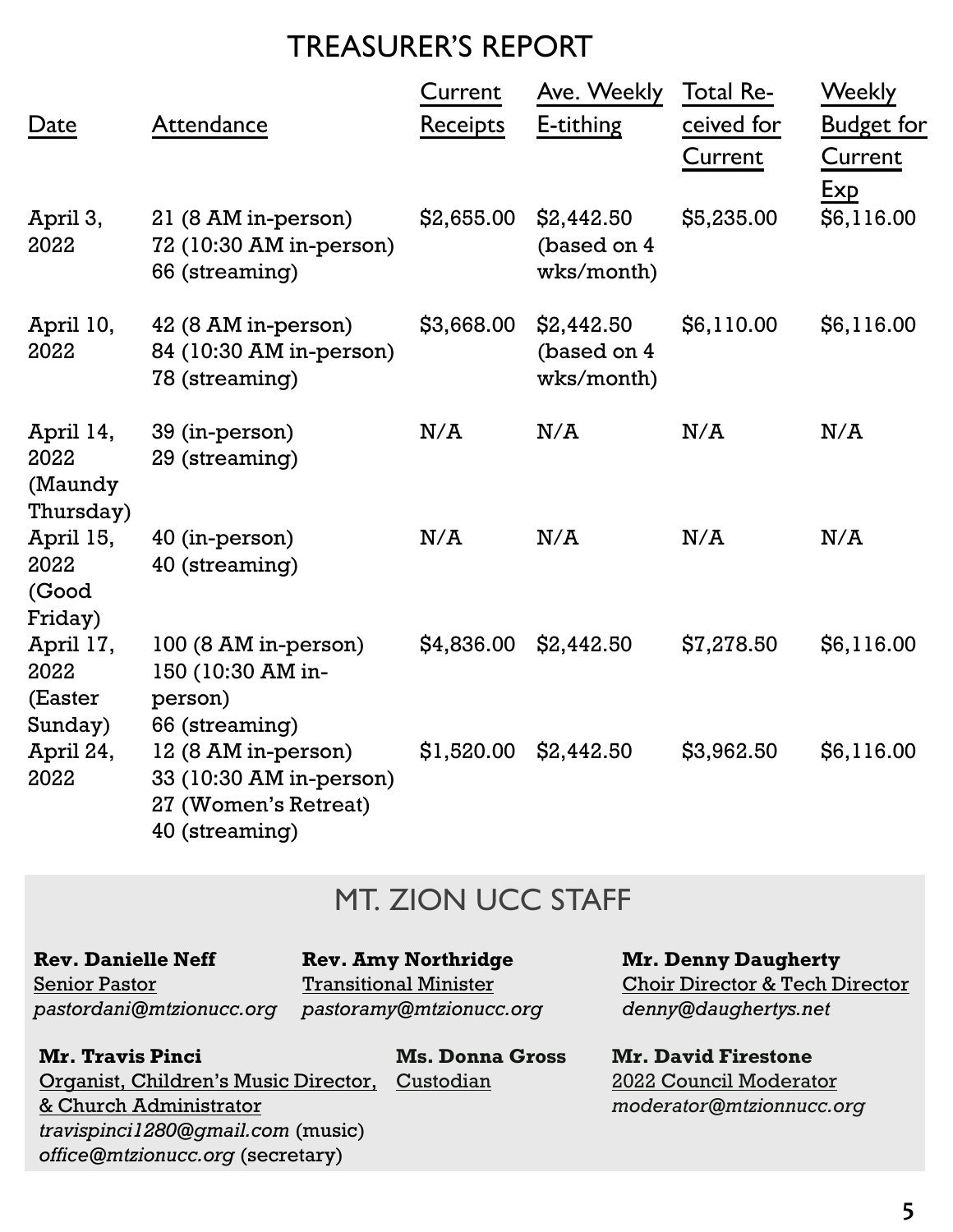# TREASURER'S REPORT

| Date | Attendance | Current Receipts | Ave. Weekly E-tithing | Total Received for Current | Weekly Budget for Current Exp |
|---|---|---|---|---|---|
| April 3, 2022 | 21 (8 AM in-person)<br>72 (10:30 AM in-person)<br>66 (streaming) | $2,655.00 | $2,442.50 (based on 4 wks/month) | $5,235.00 | $6,116.00 |
| April 10, 2022 | 42 (8 AM in-person)<br>84 (10:30 AM in-person)<br>78 (streaming) | $3,668.00 | $2,442.50 (based on 4 wks/month) | $6,110.00 | $6,116.00 |
| April 14, 2022 (Maundy Thursday) | 39 (in-person)<br>29 (streaming) | N/A | N/A | N/A | N/A |
| April 15, 2022 (Good Friday) | 40 (in-person)<br>40 (streaming) | N/A | N/A | N/A | N/A |
| April 17, 2022 (Easter Sunday) | 100 (8 AM in-person)<br>150 (10:30 AM in-person)<br>66 (streaming) | $4,836.00 | $2,442.50 | $7,278.50 | $6,116.00 |
| April 24, 2022 | 12 (8 AM in-person)<br>33 (10:30 AM in-person)<br>27 (Women's Retreat)<br>40 (streaming) | $1,520.00 | $2,442.50 | $3,962.50 | $6,116.00 |

## MT. ZION UCC STAFF

**Rev. Danielle Neff**
Senior Pastor
*pastordani@mtzionucc.org*

**Rev. Amy Northridge**
Transitional Minister
*pastoramy@mtzionucc.org*

**Mr. Denny Daugherty**
Choir Director & Tech Director
*denny@daughertys.net*

**Mr. Travis Pinci**
Organist, Children's Music Director, & Church Administrator
*travispinci1280@gmail.com* (music)
*office@mtzionucc.org* (secretary)

**Ms. Donna Gross**
Custodian

**Mr. David Firestone**
2022 Council Moderator
*moderator@mtzionnucc.org*